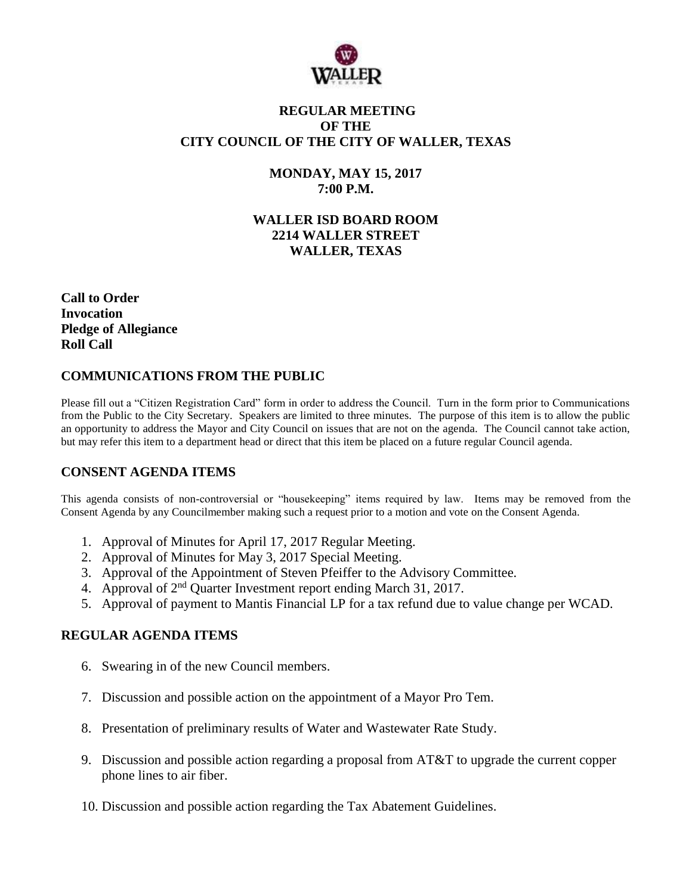# REGULAR MEETING OF THE CITY COUNCIL OF THE CITY OF WALLER, TEXAS

**MONDAY, MAY 15, 2017**
**7:00 P.M.**

**WALLER ISD BOARD ROOM**
**2214 WALLER STREET**
**WALLER, TEXAS**

**Call to Order**
**Invocation**
**Pledge of Allegiance**
**Roll Call**

## COMMUNICATIONS FROM THE PUBLIC

Please fill out a "Citizen Registration Card" form in order to address the Council. Turn in the form prior to Communications from the Public to the City Secretary. Speakers are limited to three minutes. The purpose of this item is to allow the public an opportunity to address the Mayor and City Council on issues that are not on the agenda. The Council cannot take action, but may refer this item to a department head or direct that this item be placed on a future regular Council agenda.

## CONSENT AGENDA ITEMS

This agenda consists of non-controversial or "housekeeping" items required by law. Items may be removed from the Consent Agenda by any Councilmember making such a request prior to a motion and vote on the Consent Agenda.

1. Approval of Minutes for April 17, 2017 Regular Meeting.
2. Approval of Minutes for May 3, 2017 Special Meeting.
3. Approval of the Appointment of Steven Pfeiffer to the Advisory Committee.
4. Approval of 2nd Quarter Investment report ending March 31, 2017.
5. Approval of payment to Mantis Financial LP for a tax refund due to value change per WCAD.

## REGULAR AGENDA ITEMS

6. Swearing in of the new Council members.
7. Discussion and possible action on the appointment of a Mayor Pro Tem.
8. Presentation of preliminary results of Water and Wastewater Rate Study.
9. Discussion and possible action regarding a proposal from AT&T to upgrade the current copper phone lines to air fiber.
10. Discussion and possible action regarding the Tax Abatement Guidelines.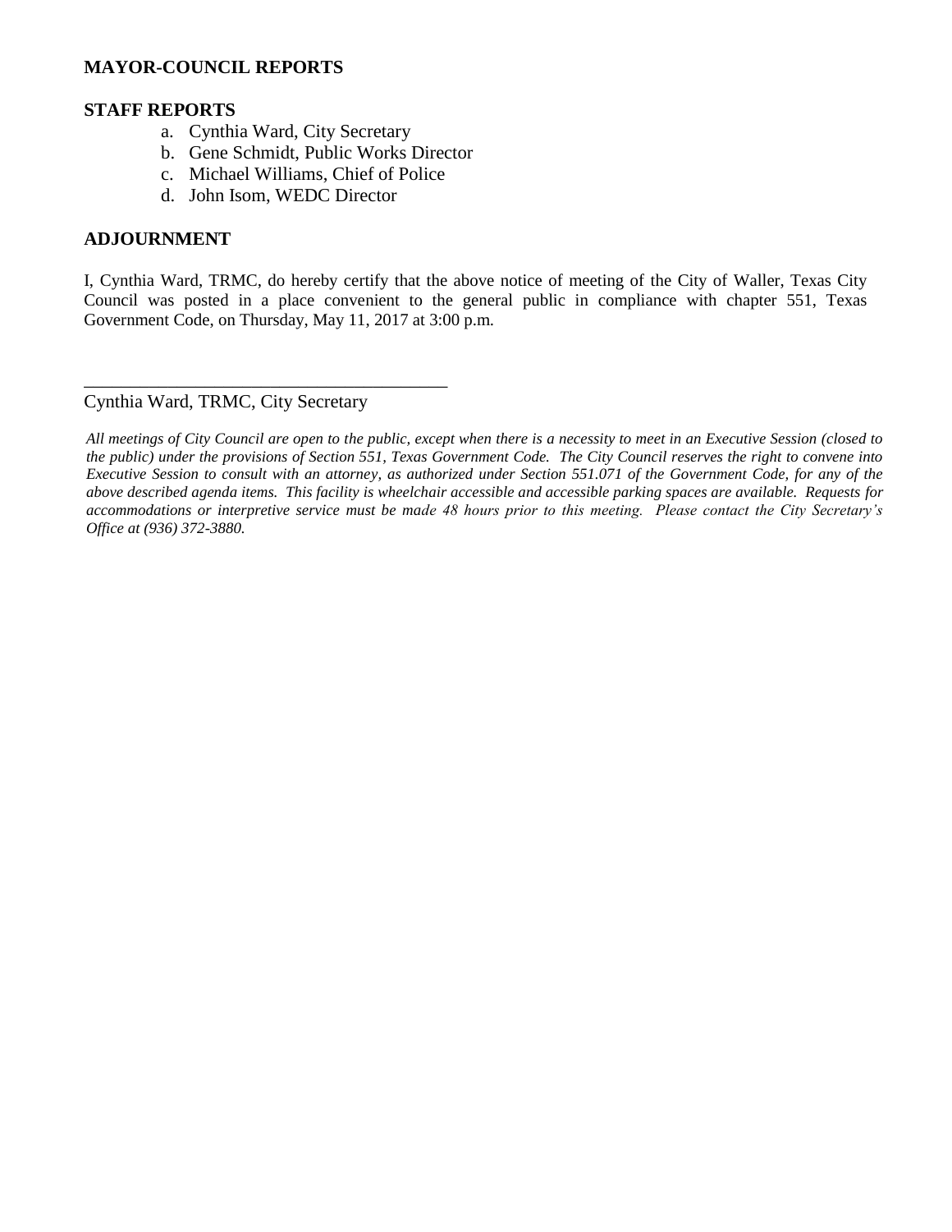**MAYOR-COUNCIL REPORTS**

**STAFF REPORTS**

a. Cynthia Ward, City Secretary
b. Gene Schmidt, Public Works Director
c. Michael Williams, Chief of Police
d. John Isom, WEDC Director

**ADJOURNMENT**

I, Cynthia Ward, TRMC, do hereby certify that the above notice of meeting of the City of Waller, Texas City Council was posted in a place convenient to the general public in compliance with chapter 551, Texas Government Code, on Thursday, May 11, 2017 at 3:00 p.m.

\_\_\_\_\_\_\_\_\_\_\_\_\_\_\_\_\_\_\_\_\_\_\_\_\_\_\_\_\_\_\_\_\_\_\_\_\_\_\_\_\_\_

Cynthia Ward, TRMC, City Secretary

*All meetings of City Council are open to the public, except when there is a necessity to meet in an Executive Session (closed to the public) under the provisions of Section 551, Texas Government Code. The City Council reserves the right to convene into Executive Session to consult with an attorney, as authorized under Section 551.071 of the Government Code, for any of the above described agenda items. This facility is wheelchair accessible and accessible parking spaces are available. Requests for accommodations or interpretive service must be made 48 hours prior to this meeting. Please contact the City Secretary's Office at (936) 372-3880.*